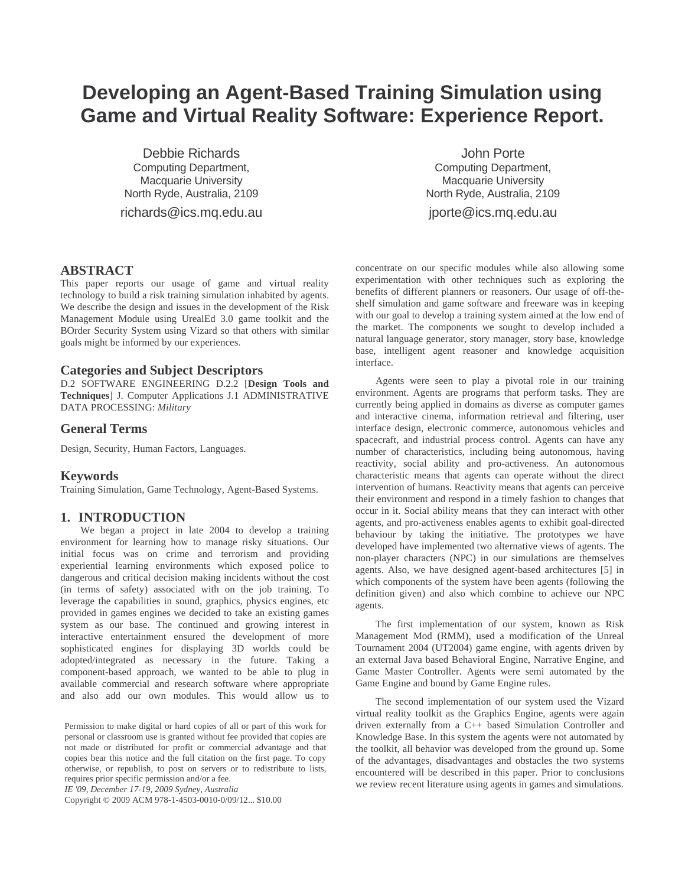# Developing an Agent-Based Training Simulation using Game and Virtual Reality Software: Experience Report.

Debbie Richards
Computing Department,
Macquarie University
North Ryde, Australia, 2109
richards@ics.mq.edu.au

John Porte
Computing Department,
Macquarie University
North Ryde, Australia, 2109
jporte@ics.mq.edu.au

## ABSTRACT

This paper reports our usage of game and virtual reality technology to build a risk training simulation inhabited by agents. We describe the design and issues in the development of the Risk Management Module using UrealEd 3.0 game toolkit and the BOrder Security System using Vizard so that others with similar goals might be informed by our experiences.

## Categories and Subject Descriptors

D.2 SOFTWARE ENGINEERING D.2.2 [**Design Tools and Techniques**] J. Computer Applications J.1 ADMINISTRATIVE DATA PROCESSING: *Military*

## General Terms

Design, Security, Human Factors, Languages.

## Keywords

Training Simulation, Game Technology, Agent-Based Systems.

## 1. INTRODUCTION

We began a project in late 2004 to develop a training environment for learning how to manage risky situations. Our initial focus was on crime and terrorism and providing experiential learning environments which exposed police to dangerous and critical decision making incidents without the cost (in terms of safety) associated with on the job training. To leverage the capabilities in sound, graphics, physics engines, etc provided in games engines we decided to take an existing games system as our base. The continued and growing interest in interactive entertainment ensured the development of more sophisticated engines for displaying 3D worlds could be adopted/integrated as necessary in the future. Taking a component-based approach, we wanted to be able to plug in available commercial and research software where appropriate and also add our own modules. This would allow us to concentrate on our specific modules while also allowing some experimentation with other techniques such as exploring the benefits of different planners or reasoners. Our usage of off-the-shelf simulation and game software and freeware was in keeping with our goal to develop a training system aimed at the low end of the market. The components we sought to develop included a natural language generator, story manager, story base, knowledge base, intelligent agent reasoner and knowledge acquisition interface.

Agents were seen to play a pivotal role in our training environment. Agents are programs that perform tasks. They are currently being applied in domains as diverse as computer games and interactive cinema, information retrieval and filtering, user interface design, electronic commerce, autonomous vehicles and spacecraft, and industrial process control. Agents can have any number of characteristics, including being autonomous, having reactivity, social ability and pro-activeness. An autonomous characteristic means that agents can operate without the direct intervention of humans. Reactivity means that agents can perceive their environment and respond in a timely fashion to changes that occur in it. Social ability means that they can interact with other agents, and pro-activeness enables agents to exhibit goal-directed behaviour by taking the initiative. The prototypes we have developed have implemented two alternative views of agents. The non-player characters (NPC) in our simulations are themselves agents. Also, we have designed agent-based architectures [5] in which components of the system have been agents (following the definition given) and also which combine to achieve our NPC agents.

The first implementation of our system, known as Risk Management Mod (RMM), used a modification of the Unreal Tournament 2004 (UT2004) game engine, with agents driven by an external Java based Behavioral Engine, Narrative Engine, and Game Master Controller. Agents were semi automated by the Game Engine and bound by Game Engine rules.

The second implementation of our system used the Vizard virtual reality toolkit as the Graphics Engine, agents were again driven externally from a C++ based Simulation Controller and Knowledge Base. In this system the agents were not automated by the toolkit, all behavior was developed from the ground up. Some of the advantages, disadvantages and obstacles the two systems encountered will be described in this paper. Prior to conclusions we review recent literature using agents in games and simulations.

Permission to make digital or hard copies of all or part of this work for personal or classroom use is granted without fee provided that copies are not made or distributed for profit or commercial advantage and that copies bear this notice and the full citation on the first page. To copy otherwise, or republish, to post on servers or to redistribute to lists, requires prior specific permission and/or a fee.
*IE '09, December 17-19, 2009 Sydney, Australia*
Copyright © 2009 ACM 978-1-4503-0010-0/09/12... $10.00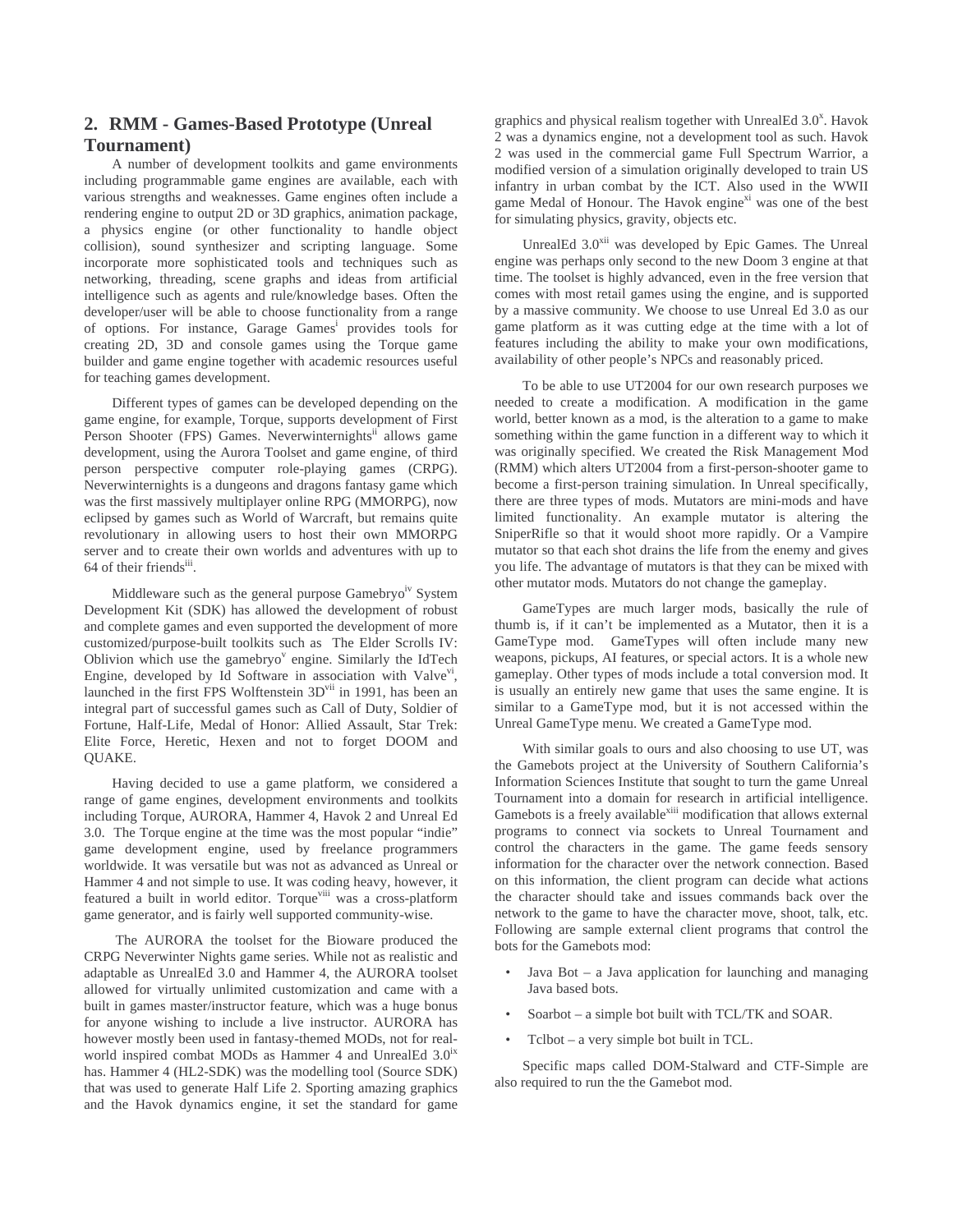## 2. RMM - Games-Based Prototype (Unreal Tournament)

A number of development toolkits and game environments including programmable game engines are available, each with various strengths and weaknesses. Game engines often include a rendering engine to output 2D or 3D graphics, animation package, a physics engine (or other functionality to handle object collision), sound synthesizer and scripting language. Some incorporate more sophisticated tools and techniques such as networking, threading, scene graphs and ideas from artificial intelligence such as agents and rule/knowledge bases. Often the developer/user will be able to choose functionality from a range of options. For instance, Garage Games[i] provides tools for creating 2D, 3D and console games using the Torque game builder and game engine together with academic resources useful for teaching games development.

Different types of games can be developed depending on the game engine, for example, Torque, supports development of First Person Shooter (FPS) Games. Neverwinternights[ii] allows game development, using the Aurora Toolset and game engine, of third person perspective computer role-playing games (CRPG). Neverwinternights is a dungeons and dragons fantasy game which was the first massively multiplayer online RPG (MMORPG), now eclipsed by games such as World of Warcraft, but remains quite revolutionary in allowing users to host their own MMORPG server and to create their own worlds and adventures with up to 64 of their friends[iii].

Middleware such as the general purpose Gamebryo[iv] System Development Kit (SDK) has allowed the development of robust and complete games and even supported the development of more customized/purpose-built toolkits such as The Elder Scrolls IV: Oblivion which use the gamebryo[v] engine. Similarly the IdTech Engine, developed by Id Software in association with Valve[vi], launched in the first FPS Wolftenstein 3D[vii] in 1991, has been an integral part of successful games such as Call of Duty, Soldier of Fortune, Half-Life, Medal of Honor: Allied Assault, Star Trek: Elite Force, Heretic, Hexen and not to forget DOOM and QUAKE.

Having decided to use a game platform, we considered a range of game engines, development environments and toolkits including Torque, AURORA, Hammer 4, Havok 2 and Unreal Ed 3.0. The Torque engine at the time was the most popular "indie" game development engine, used by freelance programmers worldwide. It was versatile but was not as advanced as Unreal or Hammer 4 and not simple to use. It was coding heavy, however, it featured a built in world editor. Torque[viii] was a cross-platform game generator, and is fairly well supported community-wise.

The AURORA the toolset for the Bioware produced the CRPG Neverwinter Nights game series. While not as realistic and adaptable as UnrealEd 3.0 and Hammer 4, the AURORA toolset allowed for virtually unlimited customization and came with a built in games master/instructor feature, which was a huge bonus for anyone wishing to include a live instructor. AURORA has however mostly been used in fantasy-themed MODs, not for real-world inspired combat MODs as Hammer 4 and UnrealEd 3.0[ix] has. Hammer 4 (HL2-SDK) was the modelling tool (Source SDK) that was used to generate Half Life 2. Sporting amazing graphics and the Havok dynamics engine, it set the standard for game graphics and physical realism together with UnrealEd 3.0[x]. Havok 2 was a dynamics engine, not a development tool as such. Havok 2 was used in the commercial game Full Spectrum Warrior, a modified version of a simulation originally developed to train US infantry in urban combat by the ICT. Also used in the WWII game Medal of Honour. The Havok engine[xi] was one of the best for simulating physics, gravity, objects etc.

UnrealEd 3.0[xii] was developed by Epic Games. The Unreal engine was perhaps only second to the new Doom 3 engine at that time. The toolset is highly advanced, even in the free version that comes with most retail games using the engine, and is supported by a massive community. We choose to use Unreal Ed 3.0 as our game platform as it was cutting edge at the time with a lot of features including the ability to make your own modifications, availability of other people's NPCs and reasonably priced.

To be able to use UT2004 for our own research purposes we needed to create a modification. A modification in the game world, better known as a mod, is the alteration to a game to make something within the game function in a different way to which it was originally specified. We created the Risk Management Mod (RMM) which alters UT2004 from a first-person-shooter game to become a first-person training simulation. In Unreal specifically, there are three types of mods. Mutators are mini-mods and have limited functionality. An example mutator is altering the SniperRifle so that it would shoot more rapidly. Or a Vampire mutator so that each shot drains the life from the enemy and gives you life. The advantage of mutators is that they can be mixed with other mutator mods. Mutators do not change the gameplay.

GameTypes are much larger mods, basically the rule of thumb is, if it can't be implemented as a Mutator, then it is a GameType mod. GameTypes will often include many new weapons, pickups, AI features, or special actors. It is a whole new gameplay. Other types of mods include a total conversion mod. It is usually an entirely new game that uses the same engine. It is similar to a GameType mod, but it is not accessed within the Unreal GameType menu. We created a GameType mod.

With similar goals to ours and also choosing to use UT, was the Gamebots project at the University of Southern California's Information Sciences Institute that sought to turn the game Unreal Tournament into a domain for research in artificial intelligence. Gamebots is a freely available[xiii] modification that allows external programs to connect via sockets to Unreal Tournament and control the characters in the game. The game feeds sensory information for the character over the network connection. Based on this information, the client program can decide what actions the character should take and issues commands back over the network to the game to have the character move, shoot, talk, etc. Following are sample external client programs that control the bots for the Gamebots mod:

- Java Bot – a Java application for launching and managing Java based bots.
- Soarbot – a simple bot built with TCL/TK and SOAR.
- Tclbot – a very simple bot built in TCL.

Specific maps called DOM-Stalward and CTF-Simple are also required to run the the Gamebot mod.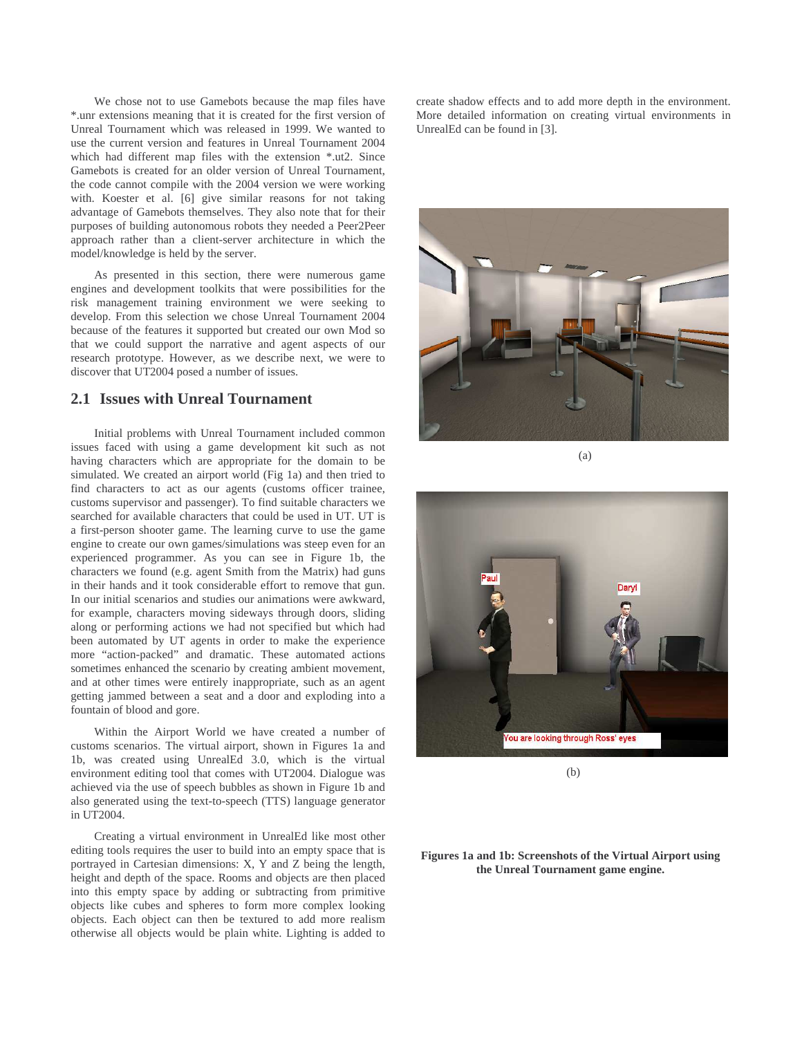We chose not to use Gamebots because the map files have *.unr extensions meaning that it is created for the first version of Unreal Tournament which was released in 1999. We wanted to use the current version and features in Unreal Tournament 2004 which had different map files with the extension *.ut2. Since Gamebots is created for an older version of Unreal Tournament, the code cannot compile with the 2004 version we were working with. Koester et al. [6] give similar reasons for not taking advantage of Gamebots themselves. They also note that for their purposes of building autonomous robots they needed a Peer2Peer approach rather than a client-server architecture in which the model/knowledge is held by the server.

As presented in this section, there were numerous game engines and development toolkits that were possibilities for the risk management training environment we were seeking to develop. From this selection we chose Unreal Tournament 2004 because of the features it supported but created our own Mod so that we could support the narrative and agent aspects of our research prototype. However, as we describe next, we were to discover that UT2004 posed a number of issues.

## 2.1 Issues with Unreal Tournament

Initial problems with Unreal Tournament included common issues faced with using a game development kit such as not having characters which are appropriate for the domain to be simulated. We created an airport world (Fig 1a) and then tried to find characters to act as our agents (customs officer trainee, customs supervisor and passenger). To find suitable characters we searched for available characters that could be used in UT. UT is a first-person shooter game. The learning curve to use the game engine to create our own games/simulations was steep even for an experienced programmer. As you can see in Figure 1b, the characters we found (e.g. agent Smith from the Matrix) had guns in their hands and it took considerable effort to remove that gun. In our initial scenarios and studies our animations were awkward, for example, characters moving sideways through doors, sliding along or performing actions we had not specified but which had been automated by UT agents in order to make the experience more "action-packed" and dramatic. These automated actions sometimes enhanced the scenario by creating ambient movement, and at other times were entirely inappropriate, such as an agent getting jammed between a seat and a door and exploding into a fountain of blood and gore.

Within the Airport World we have created a number of customs scenarios. The virtual airport, shown in Figures 1a and 1b, was created using UnrealEd 3.0, which is the virtual environment editing tool that comes with UT2004. Dialogue was achieved via the use of speech bubbles as shown in Figure 1b and also generated using the text-to-speech (TTS) language generator in UT2004.

Creating a virtual environment in UnrealEd like most other editing tools requires the user to build into an empty space that is portrayed in Cartesian dimensions: X, Y and Z being the length, height and depth of the space. Rooms and objects are then placed into this empty space by adding or subtracting from primitive objects like cubes and spheres to form more complex looking objects. Each object can then be textured to add more realism otherwise all objects would be plain white. Lighting is added to create shadow effects and to add more depth in the environment. More detailed information on creating virtual environments in UnrealEd can be found in [3].

(a)

(b)

**Figures 1a and 1b: Screenshots of the Virtual Airport using the Unreal Tournament game engine.**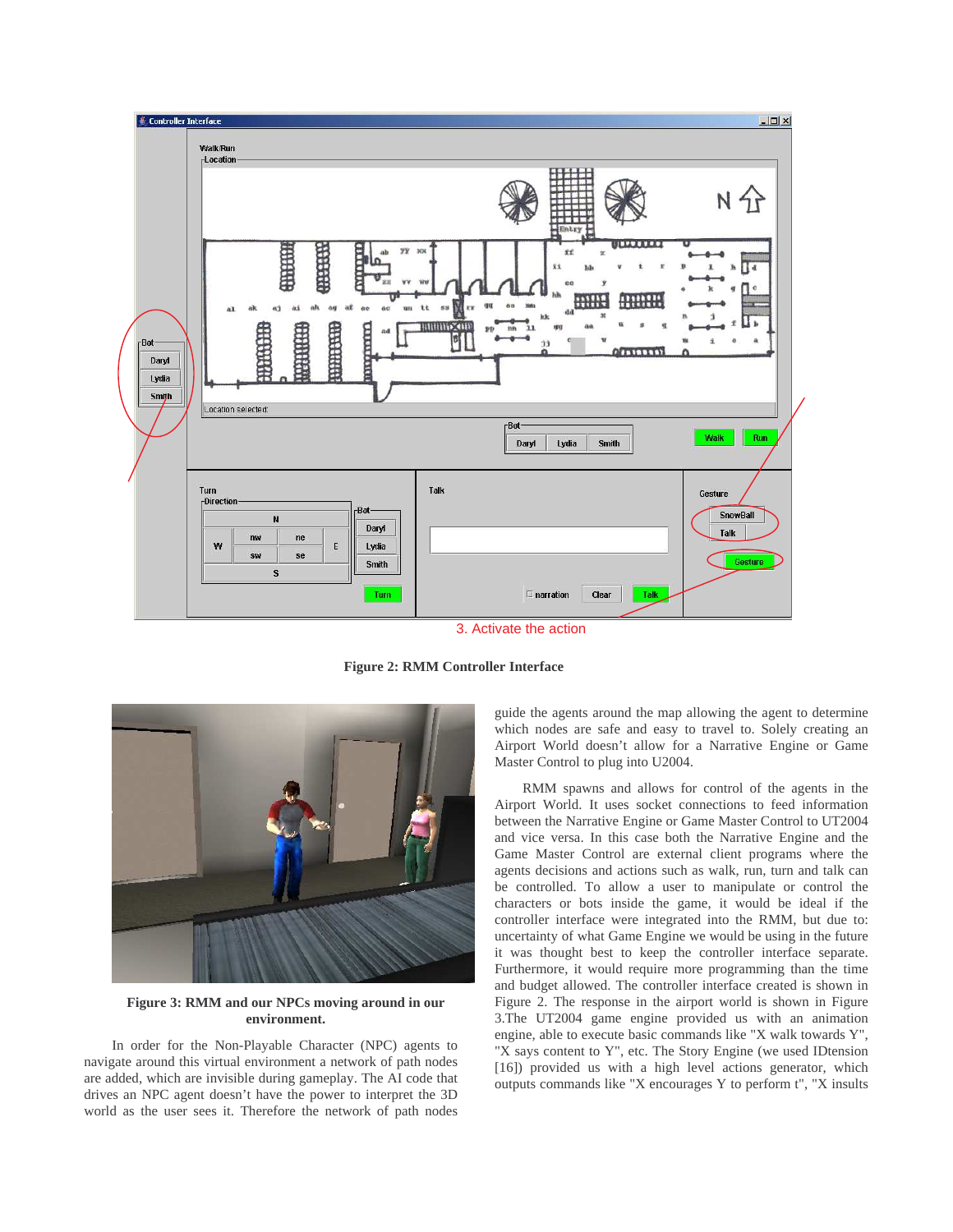3. Activate the action

**Figure 2: RMM Controller Interface**

**Figure 3: RMM and our NPCs moving around in our environment.**

In order for the Non-Playable Character (NPC) agents to navigate around this virtual environment a network of path nodes are added, which are invisible during gameplay. The AI code that drives an NPC agent doesn't have the power to interpret the 3D world as the user sees it. Therefore the network of path nodes guide the agents around the map allowing the agent to determine which nodes are safe and easy to travel to. Solely creating an Airport World doesn't allow for a Narrative Engine or Game Master Control to plug into U2004.

RMM spawns and allows for control of the agents in the Airport World. It uses socket connections to feed information between the Narrative Engine or Game Master Control to UT2004 and vice versa. In this case both the Narrative Engine and the Game Master Control are external client programs where the agents decisions and actions such as walk, run, turn and talk can be controlled. To allow a user to manipulate or control the characters or bots inside the game, it would be ideal if the controller interface were integrated into the RMM, but due to: uncertainty of what Game Engine we would be using in the future it was thought best to keep the controller interface separate. Furthermore, it would require more programming than the time and budget allowed. The controller interface created is shown in Figure 2. The response in the airport world is shown in Figure 3.The UT2004 game engine provided us with an animation engine, able to execute basic commands like "X walk towards Y", "X says content to Y", etc. The Story Engine (we used IDtension [16]) provided us with a high level actions generator, which outputs commands like "X encourages Y to perform t", "X insults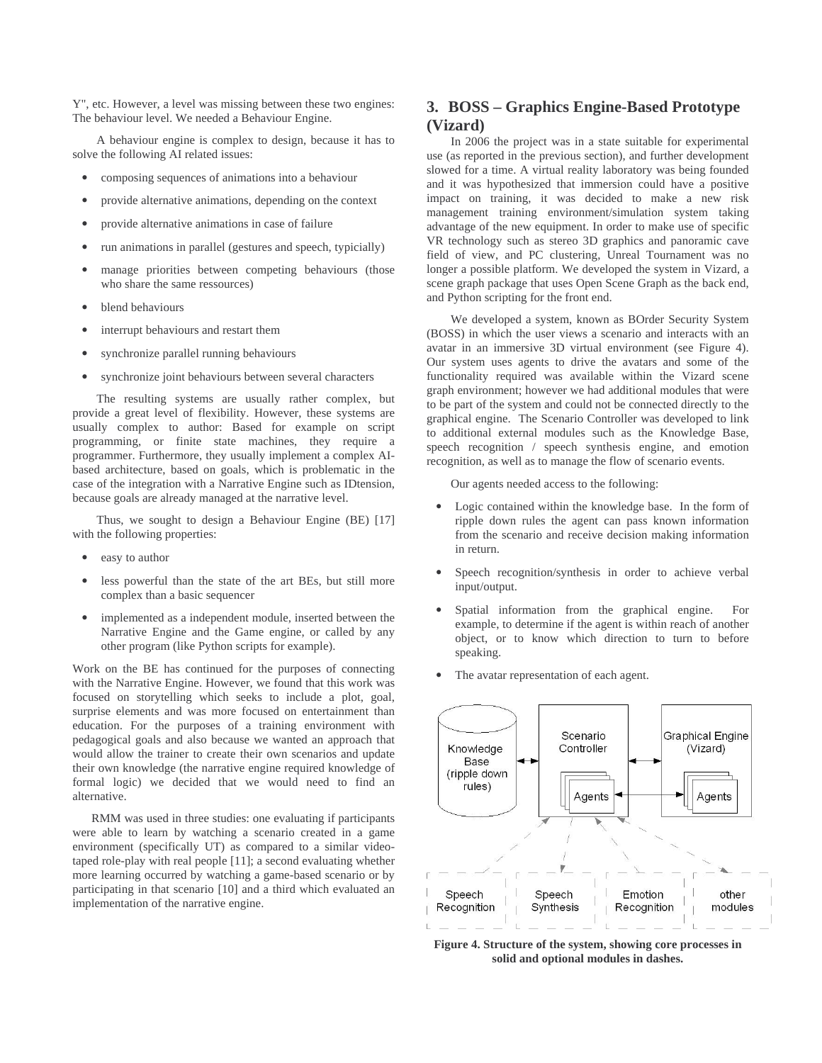Y", etc. However, a level was missing between these two engines: The behaviour level. We needed a Behaviour Engine.

A behaviour engine is complex to design, because it has to solve the following AI related issues:

- composing sequences of animations into a behaviour
- provide alternative animations, depending on the context
- provide alternative animations in case of failure
- run animations in parallel (gestures and speech, typicially)
- manage priorities between competing behaviours (those who share the same ressources)
- blend behaviours
- interrupt behaviours and restart them
- synchronize parallel running behaviours
- synchronize joint behaviours between several characters

The resulting systems are usually rather complex, but provide a great level of flexibility. However, these systems are usually complex to author: Based for example on script programming, or finite state machines, they require a programmer. Furthermore, they usually implement a complex AI-based architecture, based on goals, which is problematic in the case of the integration with a Narrative Engine such as IDtension, because goals are already managed at the narrative level.

Thus, we sought to design a Behaviour Engine (BE) [17] with the following properties:

- easy to author
- less powerful than the state of the art BEs, but still more complex than a basic sequencer
- implemented as a independent module, inserted between the Narrative Engine and the Game engine, or called by any other program (like Python scripts for example).

Work on the BE has continued for the purposes of connecting with the Narrative Engine. However, we found that this work was focused on storytelling which seeks to include a plot, goal, surprise elements and was more focused on entertainment than education. For the purposes of a training environment with pedagogical goals and also because we wanted an approach that would allow the trainer to create their own scenarios and update their own knowledge (the narrative engine required knowledge of formal logic) we decided that we would need to find an alternative.

RMM was used in three studies: one evaluating if participants were able to learn by watching a scenario created in a game environment (specifically UT) as compared to a similar video-taped role-play with real people [11]; a second evaluating whether more learning occurred by watching a game-based scenario or by participating in that scenario [10] and a third which evaluated an implementation of the narrative engine.

## 3. BOSS – Graphics Engine-Based Prototype (Vizard)

In 2006 the project was in a state suitable for experimental use (as reported in the previous section), and further development slowed for a time. A virtual reality laboratory was being founded and it was hypothesized that immersion could have a positive impact on training, it was decided to make a new risk management training environment/simulation system taking advantage of the new equipment. In order to make use of specific VR technology such as stereo 3D graphics and panoramic cave field of view, and PC clustering, Unreal Tournament was no longer a possible platform. We developed the system in Vizard, a scene graph package that uses Open Scene Graph as the back end, and Python scripting for the front end.

We developed a system, known as BOrder Security System (BOSS) in which the user views a scenario and interacts with an avatar in an immersive 3D virtual environment (see Figure 4). Our system uses agents to drive the avatars and some of the functionality required was available within the Vizard scene graph environment; however we had additional modules that were to be part of the system and could not be connected directly to the graphical engine. The Scenario Controller was developed to link to additional external modules such as the Knowledge Base, speech recognition / speech synthesis engine, and emotion recognition, as well as to manage the flow of scenario events.

Our agents needed access to the following:

- Logic contained within the knowledge base. In the form of ripple down rules the agent can pass known information from the scenario and receive decision making information in return.
- Speech recognition/synthesis in order to achieve verbal input/output.
- Spatial information from the graphical engine. For example, to determine if the agent is within reach of another object, or to know which direction to turn to before speaking.
- The avatar representation of each agent.

Knowledge Base (ripple down rules)

Scenario Controller

Agents

Graphical Engine (Vizard)

Agents

Speech Recognition

Speech Synthesis

Emotion Recognition

other modules

**Figure 4. Structure of the system, showing core processes in solid and optional modules in dashes.**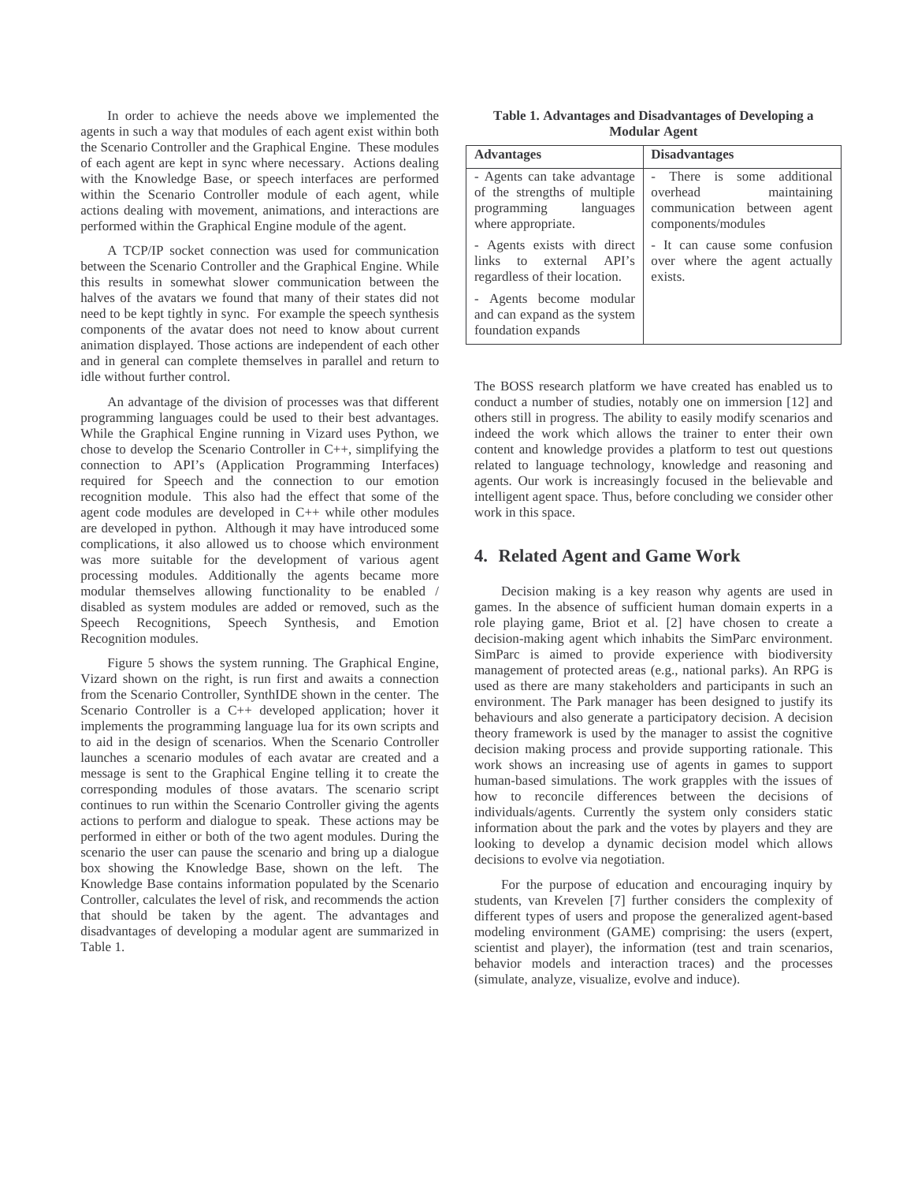In order to achieve the needs above we implemented the agents in such a way that modules of each agent exist within both the Scenario Controller and the Graphical Engine. These modules of each agent are kept in sync where necessary. Actions dealing with the Knowledge Base, or speech interfaces are performed within the Scenario Controller module of each agent, while actions dealing with movement, animations, and interactions are performed within the Graphical Engine module of the agent.

A TCP/IP socket connection was used for communication between the Scenario Controller and the Graphical Engine. While this results in somewhat slower communication between the halves of the avatars we found that many of their states did not need to be kept tightly in sync. For example the speech synthesis components of the avatar does not need to know about current animation displayed. Those actions are independent of each other and in general can complete themselves in parallel and return to idle without further control.

An advantage of the division of processes was that different programming languages could be used to their best advantages. While the Graphical Engine running in Vizard uses Python, we chose to develop the Scenario Controller in C++, simplifying the connection to API's (Application Programming Interfaces) required for Speech and the connection to our emotion recognition module. This also had the effect that some of the agent code modules are developed in C++ while other modules are developed in python. Although it may have introduced some complications, it also allowed us to choose which environment was more suitable for the development of various agent processing modules. Additionally the agents became more modular themselves allowing functionality to be enabled / disabled as system modules are added or removed, such as the Speech Recognitions, Speech Synthesis, and Emotion Recognition modules.

Figure 5 shows the system running. The Graphical Engine, Vizard shown on the right, is run first and awaits a connection from the Scenario Controller, SynthIDE shown in the center. The Scenario Controller is a C++ developed application; hover it implements the programming language lua for its own scripts and to aid in the design of scenarios. When the Scenario Controller launches a scenario modules of each avatar are created and a message is sent to the Graphical Engine telling it to create the corresponding modules of those avatars. The scenario script continues to run within the Scenario Controller giving the agents actions to perform and dialogue to speak. These actions may be performed in either or both of the two agent modules. During the scenario the user can pause the scenario and bring up a dialogue box showing the Knowledge Base, shown on the left. The Knowledge Base contains information populated by the Scenario Controller, calculates the level of risk, and recommends the action that should be taken by the agent. The advantages and disadvantages of developing a modular agent are summarized in Table 1.

**Table 1. Advantages and Disadvantages of Developing a Modular Agent**

| Advantages | Disadvantages |
|---|---|
| - Agents can take advantage of the strengths of multiple programming languages where appropriate. | - There is some additional overhead maintaining communication between agent components/modules |
| - Agents exists with direct links to external API's regardless of their location. | - It can cause some confusion over where the agent actually exists. |
| - Agents become modular and can expand as the system foundation expands | |

The BOSS research platform we have created has enabled us to conduct a number of studies, notably one on immersion [12] and others still in progress. The ability to easily modify scenarios and indeed the work which allows the trainer to enter their own content and knowledge provides a platform to test out questions related to language technology, knowledge and reasoning and agents. Our work is increasingly focused in the believable and intelligent agent space. Thus, before concluding we consider other work in this space.

## 4. Related Agent and Game Work

Decision making is a key reason why agents are used in games. In the absence of sufficient human domain experts in a role playing game, Briot et al. [2] have chosen to create a decision-making agent which inhabits the SimParc environment. SimParc is aimed to provide experience with biodiversity management of protected areas (e.g., national parks). An RPG is used as there are many stakeholders and participants in such an environment. The Park manager has been designed to justify its behaviours and also generate a participatory decision. A decision theory framework is used by the manager to assist the cognitive decision making process and provide supporting rationale. This work shows an increasing use of agents in games to support human-based simulations. The work grapples with the issues of how to reconcile differences between the decisions of individuals/agents. Currently the system only considers static information about the park and the votes by players and they are looking to develop a dynamic decision model which allows decisions to evolve via negotiation.

For the purpose of education and encouraging inquiry by students, van Krevelen [7] further considers the complexity of different types of users and propose the generalized agent-based modeling environment (GAME) comprising: the users (expert, scientist and player), the information (test and train scenarios, behavior models and interaction traces) and the processes (simulate, analyze, visualize, evolve and induce).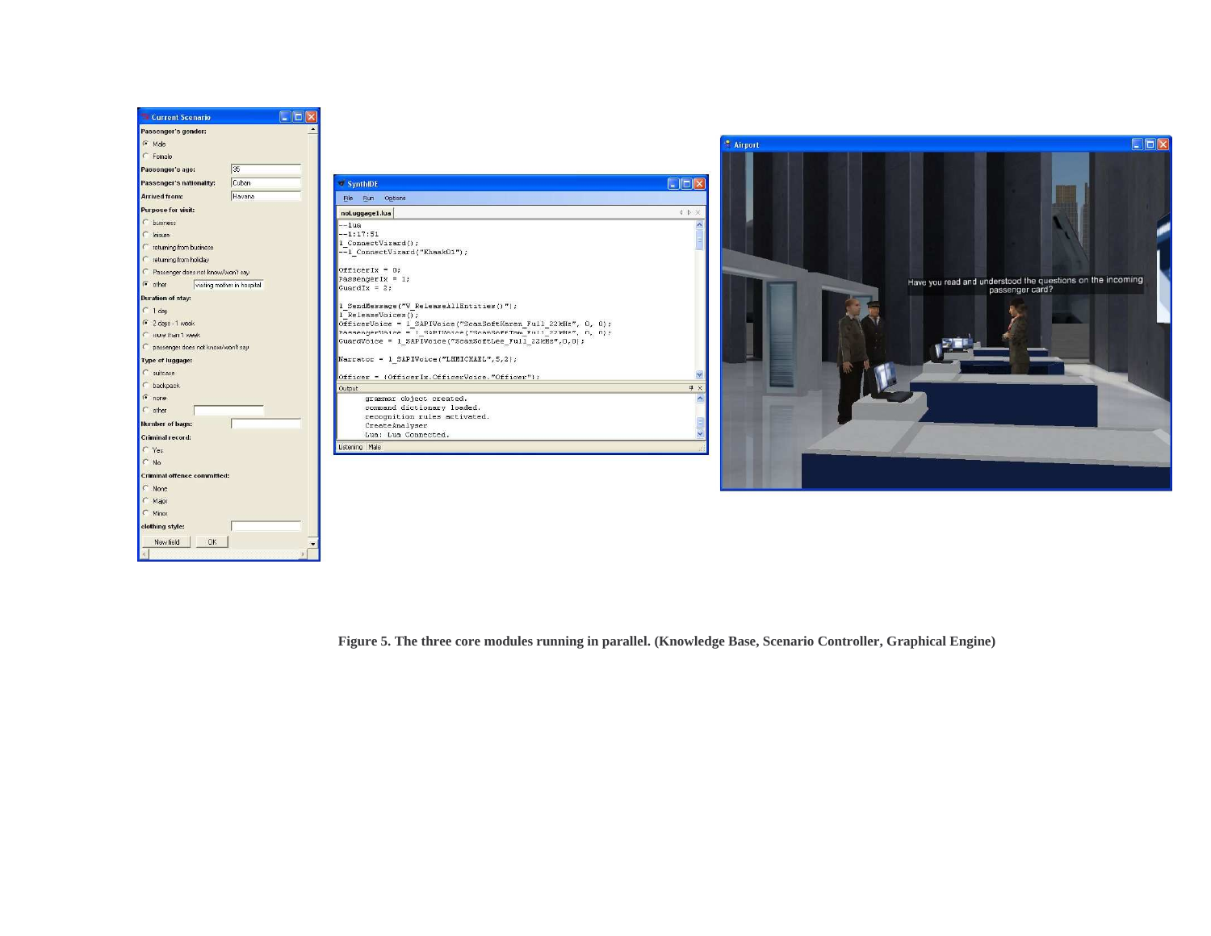**Figure 5. The three core modules running in parallel. (Knowledge Base, Scenario Controller, Graphical Engine)**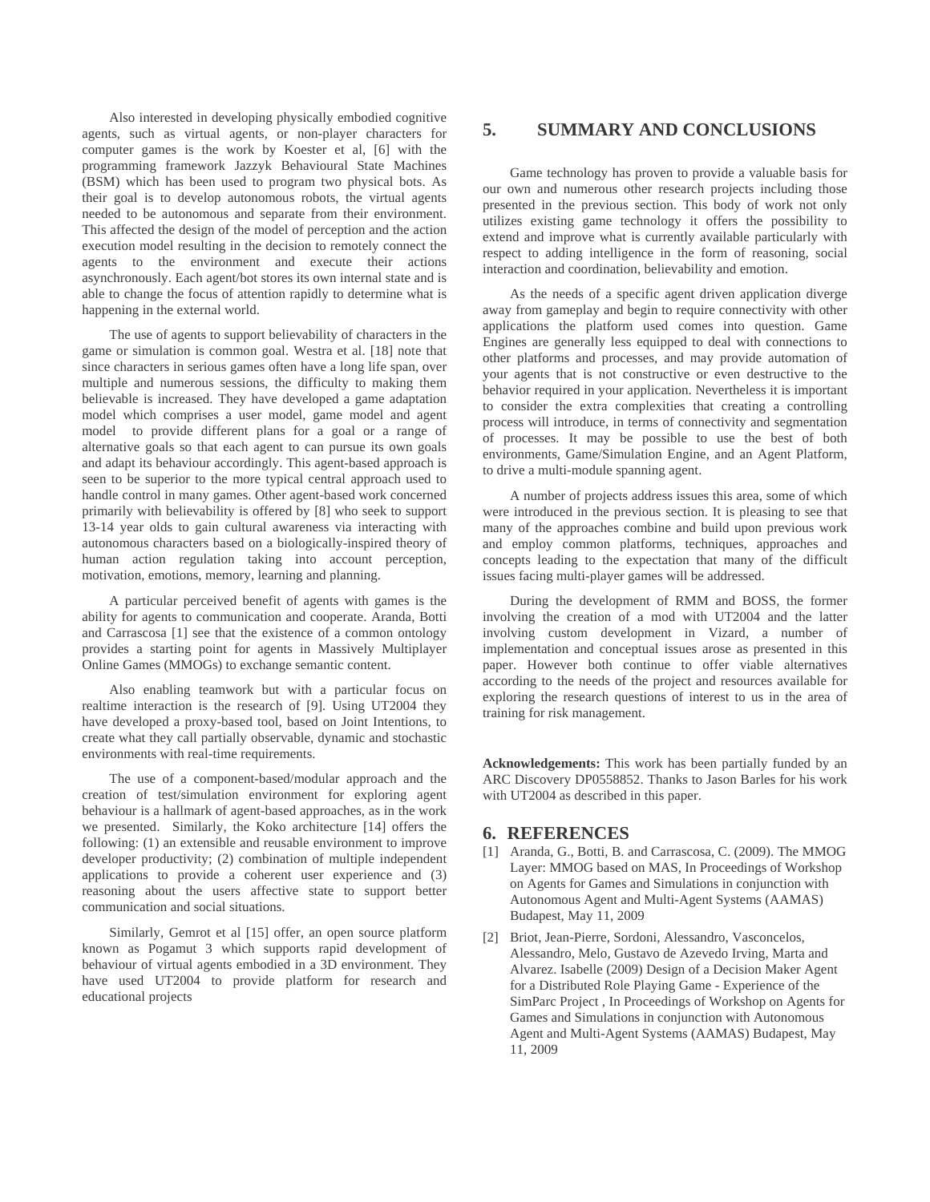Also interested in developing physically embodied cognitive agents, such as virtual agents, or non-player characters for computer games is the work by Koester et al, [6] with the programming framework Jazzyk Behavioural State Machines (BSM) which has been used to program two physical bots. As their goal is to develop autonomous robots, the virtual agents needed to be autonomous and separate from their environment. This affected the design of the model of perception and the action execution model resulting in the decision to remotely connect the agents to the environment and execute their actions asynchronously. Each agent/bot stores its own internal state and is able to change the focus of attention rapidly to determine what is happening in the external world.

The use of agents to support believability of characters in the game or simulation is common goal. Westra et al. [18] note that since characters in serious games often have a long life span, over multiple and numerous sessions, the difficulty to making them believable is increased. They have developed a game adaptation model which comprises a user model, game model and agent model to provide different plans for a goal or a range of alternative goals so that each agent to can pursue its own goals and adapt its behaviour accordingly. This agent-based approach is seen to be superior to the more typical central approach used to handle control in many games. Other agent-based work concerned primarily with believability is offered by [8] who seek to support 13-14 year olds to gain cultural awareness via interacting with autonomous characters based on a biologically-inspired theory of human action regulation taking into account perception, motivation, emotions, memory, learning and planning.

A particular perceived benefit of agents with games is the ability for agents to communication and cooperate. Aranda, Botti and Carrascosa [1] see that the existence of a common ontology provides a starting point for agents in Massively Multiplayer Online Games (MMOGs) to exchange semantic content.

Also enabling teamwork but with a particular focus on realtime interaction is the research of [9]. Using UT2004 they have developed a proxy-based tool, based on Joint Intentions, to create what they call partially observable, dynamic and stochastic environments with real-time requirements.

The use of a component-based/modular approach and the creation of test/simulation environment for exploring agent behaviour is a hallmark of agent-based approaches, as in the work we presented. Similarly, the Koko architecture [14] offers the following: (1) an extensible and reusable environment to improve developer productivity; (2) combination of multiple independent applications to provide a coherent user experience and (3) reasoning about the users affective state to support better communication and social situations.

Similarly, Gemrot et al [15] offer, an open source platform known as Pogamut 3 which supports rapid development of behaviour of virtual agents embodied in a 3D environment. They have used UT2004 to provide platform for research and educational projects

## 5. SUMMARY AND CONCLUSIONS

Game technology has proven to provide a valuable basis for our own and numerous other research projects including those presented in the previous section. This body of work not only utilizes existing game technology it offers the possibility to extend and improve what is currently available particularly with respect to adding intelligence in the form of reasoning, social interaction and coordination, believability and emotion.

As the needs of a specific agent driven application diverge away from gameplay and begin to require connectivity with other applications the platform used comes into question. Game Engines are generally less equipped to deal with connections to other platforms and processes, and may provide automation of your agents that is not constructive or even destructive to the behavior required in your application. Nevertheless it is important to consider the extra complexities that creating a controlling process will introduce, in terms of connectivity and segmentation of processes. It may be possible to use the best of both environments, Game/Simulation Engine, and an Agent Platform, to drive a multi-module spanning agent.

A number of projects address issues this area, some of which were introduced in the previous section. It is pleasing to see that many of the approaches combine and build upon previous work and employ common platforms, techniques, approaches and concepts leading to the expectation that many of the difficult issues facing multi-player games will be addressed.

During the development of RMM and BOSS, the former involving the creation of a mod with UT2004 and the latter involving custom development in Vizard, a number of implementation and conceptual issues arose as presented in this paper. However both continue to offer viable alternatives according to the needs of the project and resources available for exploring the research questions of interest to us in the area of training for risk management.

**Acknowledgements:** This work has been partially funded by an ARC Discovery DP0558852. Thanks to Jason Barles for his work with UT2004 as described in this paper.

## 6. REFERENCES

[1] Aranda, G., Botti, B. and Carrascosa, C. (2009). The MMOG Layer: MMOG based on MAS, In Proceedings of Workshop on Agents for Games and Simulations in conjunction with Autonomous Agent and Multi-Agent Systems (AAMAS) Budapest, May 11, 2009

[2] Briot, Jean-Pierre, Sordoni, Alessandro, Vasconcelos, Alessandro, Melo, Gustavo de Azevedo Irving, Marta and Alvarez. Isabelle (2009) Design of a Decision Maker Agent for a Distributed Role Playing Game - Experience of the SimParc Project , In Proceedings of Workshop on Agents for Games and Simulations in conjunction with Autonomous Agent and Multi-Agent Systems (AAMAS) Budapest, May 11, 2009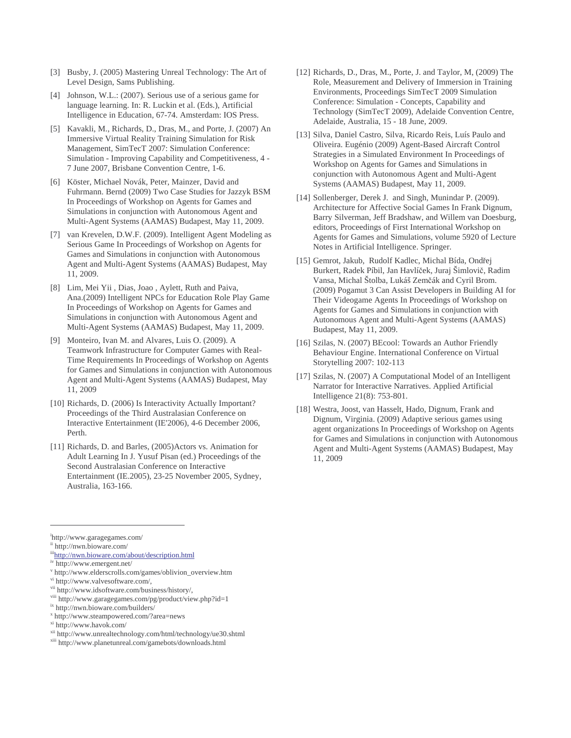[3] Busby, J. (2005) Mastering Unreal Technology: The Art of Level Design, Sams Publishing.

[4] Johnson, W.L.: (2007). Serious use of a serious game for language learning. In: R. Luckin et al. (Eds.), Artificial Intelligence in Education, 67-74. Amsterdam: IOS Press.

[5] Kavakli, M., Richards, D., Dras, M., and Porte, J. (2007) An Immersive Virtual Reality Training Simulation for Risk Management, SimTecT 2007: Simulation Conference: Simulation - Improving Capability and Competitiveness, 4 - 7 June 2007, Brisbane Convention Centre, 1-6.

[6] Köster, Michael Novák, Peter, Mainzer, David and Fuhrmann. Bernd (2009) Two Case Studies for Jazzyk BSM In Proceedings of Workshop on Agents for Games and Simulations in conjunction with Autonomous Agent and Multi-Agent Systems (AAMAS) Budapest, May 11, 2009.

[7] van Krevelen, D.W.F. (2009). Intelligent Agent Modeling as Serious Game In Proceedings of Workshop on Agents for Games and Simulations in conjunction with Autonomous Agent and Multi-Agent Systems (AAMAS) Budapest, May 11, 2009.

[8] Lim, Mei Yii , Dias, Joao , Aylett, Ruth and Paiva, Ana.(2009) Intelligent NPCs for Education Role Play Game In Proceedings of Workshop on Agents for Games and Simulations in conjunction with Autonomous Agent and Multi-Agent Systems (AAMAS) Budapest, May 11, 2009.

[9] Monteiro, Ivan M. and Alvares, Luis O. (2009). A Teamwork Infrastructure for Computer Games with Real-Time Requirements In Proceedings of Workshop on Agents for Games and Simulations in conjunction with Autonomous Agent and Multi-Agent Systems (AAMAS) Budapest, May 11, 2009

[10] Richards, D. (2006) Is Interactivity Actually Important? Proceedings of the Third Australasian Conference on Interactive Entertainment (IE'2006), 4-6 December 2006, Perth.

[11] Richards, D. and Barles, (2005)Actors vs. Animation for Adult Learning In J. Yusuf Pisan (ed.) Proceedings of the Second Australasian Conference on Interactive Entertainment (IE.2005), 23-25 November 2005, Sydney, Australia, 163-166.

[12] Richards, D., Dras, M., Porte, J. and Taylor, M, (2009) The Role, Measurement and Delivery of Immersion in Training Environments, Proceedings SimTecT 2009 Simulation Conference: Simulation - Concepts, Capability and Technology (SimTecT 2009), Adelaide Convention Centre, Adelaide, Australia, 15 - 18 June, 2009.

[13] Silva, Daniel Castro, Silva, Ricardo Reis, Luís Paulo and Oliveira. Eugénio (2009) Agent-Based Aircraft Control Strategies in a Simulated Environment In Proceedings of Workshop on Agents for Games and Simulations in conjunction with Autonomous Agent and Multi-Agent Systems (AAMAS) Budapest, May 11, 2009.

[14] Sollenberger, Derek J. and Singh, Munindar P. (2009). Architecture for Affective Social Games In Frank Dignum, Barry Silverman, Jeff Bradshaw, and Willem van Doesburg, editors, Proceedings of First International Workshop on Agents for Games and Simulations, volume 5920 of Lecture Notes in Artificial Intelligence. Springer.

[15] Gemrot, Jakub, Rudolf Kadlec, Michal Bída, Ondřej Burkert, Radek Píbil, Jan Havlíček, Juraj Šimlovič, Radim Vansa, Michal Štolba, Lukáš Zemčák and Cyril Brom. (2009) Pogamut 3 Can Assist Developers in Building AI for Their Videogame Agents In Proceedings of Workshop on Agents for Games and Simulations in conjunction with Autonomous Agent and Multi-Agent Systems (AAMAS) Budapest, May 11, 2009.

[16] Szilas, N. (2007) BEcool: Towards an Author Friendly Behaviour Engine. International Conference on Virtual Storytelling 2007: 102-113

[17] Szilas, N. (2007) A Computational Model of an Intelligent Narrator for Interactive Narratives. Applied Artificial Intelligence 21(8): 753-801.

[18] Westra, Joost, van Hasselt, Hado, Dignum, Frank and Dignum, Virginia. (2009) Adaptive serious games using agent organizations In Proceedings of Workshop on Agents for Games and Simulations in conjunction with Autonomous Agent and Multi-Agent Systems (AAMAS) Budapest, May 11, 2009

---

[i] http://www.garagegames.com/

[ii] http://nwn.bioware.com/

[iii] http://nwn.bioware.com/about/description.html

[iv] http://www.emergent.net/

[v] http://www.elderscrolls.com/games/oblivion_overview.htm

[vi] http://www.valvesoftware.com/,

[vii] http://www.idsoftware.com/business/history/,

[viii] http://www.garagegames.com/pg/product/view.php?id=1

[ix] http://nwn.bioware.com/builders/

[x] http://www.steampowered.com/?area=news

[xi] http://www.havok.com/

[xii] http://www.unrealtechnology.com/html/technology/ue30.shtml

[xiii] http://www.planetunreal.com/gamebots/downloads.html